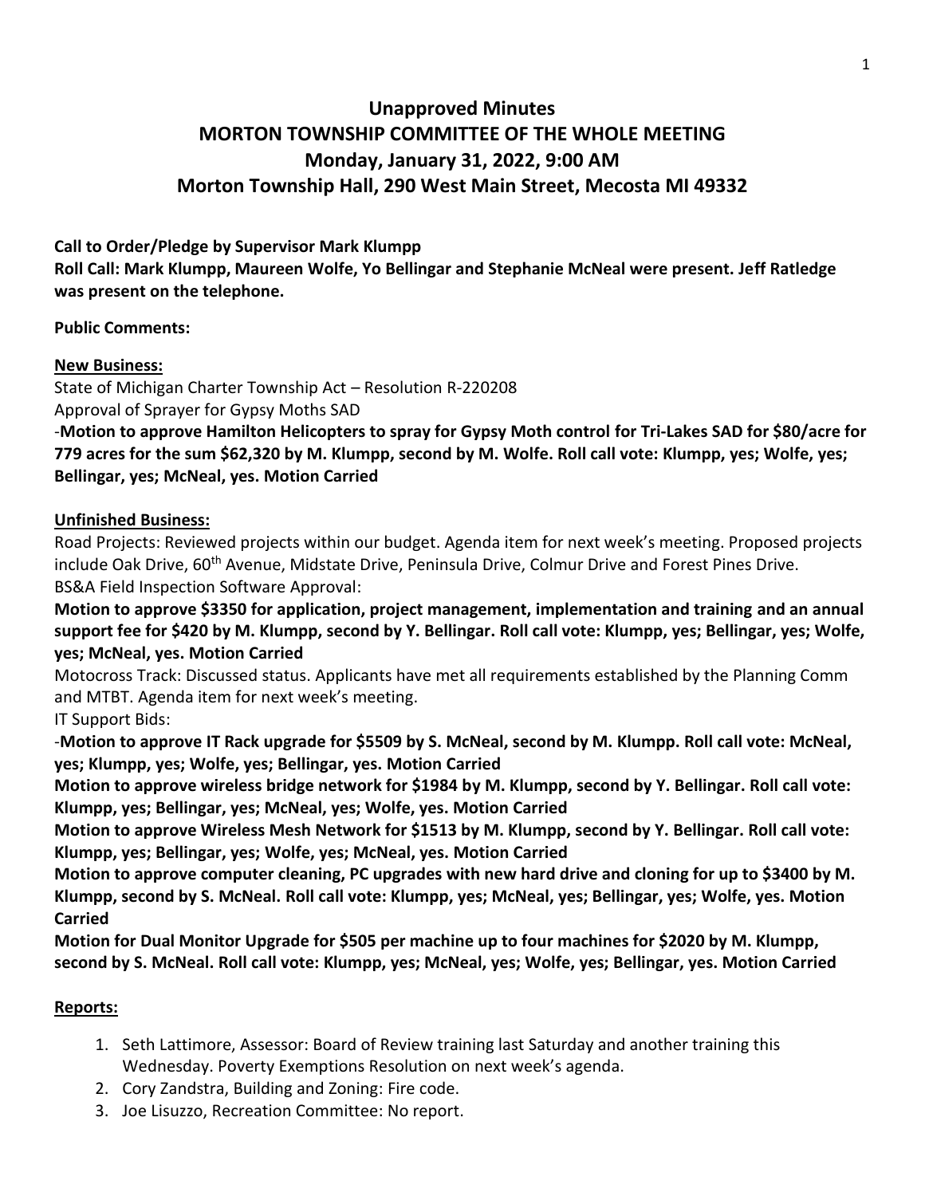# Unapproved Minutes
# MORTON TOWNSHIP COMMITTEE OF THE WHOLE MEETING
# Monday, January 31, 2022, 9:00 AM
# Morton Township Hall, 290 West Main Street, Mecosta MI 49332

**Call to Order/Pledge by Supervisor Mark Klumpp**

**Roll Call: Mark Klumpp, Maureen Wolfe, Yo Bellingar and Stephanie McNeal were present. Jeff Ratledge was present on the telephone.**

**Public Comments:**

**New Business:**

State of Michigan Charter Township Act – Resolution R-220208

Approval of Sprayer for Gypsy Moths SAD

-**Motion to approve Hamilton Helicopters to spray for Gypsy Moth control for Tri-Lakes SAD for $80/acre for 779 acres for the sum $62,320 by M. Klumpp, second by M. Wolfe. Roll call vote: Klumpp, yes; Wolfe, yes; Bellingar, yes; McNeal, yes. Motion Carried**

**Unfinished Business:**

Road Projects: Reviewed projects within our budget. Agenda item for next week's meeting. Proposed projects include Oak Drive, 60th Avenue, Midstate Drive, Peninsula Drive, Colmur Drive and Forest Pines Drive.

BS&A Field Inspection Software Approval:

**Motion to approve $3350 for application, project management, implementation and training and an annual support fee for $420 by M. Klumpp, second by Y. Bellingar. Roll call vote: Klumpp, yes; Bellingar, yes; Wolfe, yes; McNeal, yes. Motion Carried**

Motocross Track: Discussed status. Applicants have met all requirements established by the Planning Comm and MTBT. Agenda item for next week's meeting.

IT Support Bids:

-**Motion to approve IT Rack upgrade for $5509 by S. McNeal, second by M. Klumpp. Roll call vote: McNeal, yes; Klumpp, yes; Wolfe, yes; Bellingar, yes. Motion Carried**

**Motion to approve wireless bridge network for $1984 by M. Klumpp, second by Y. Bellingar. Roll call vote: Klumpp, yes; Bellingar, yes; McNeal, yes; Wolfe, yes. Motion Carried**

**Motion to approve Wireless Mesh Network for $1513 by M. Klumpp, second by Y. Bellingar. Roll call vote: Klumpp, yes; Bellingar, yes; Wolfe, yes; McNeal, yes. Motion Carried**

**Motion to approve computer cleaning, PC upgrades with new hard drive and cloning for up to $3400 by M. Klumpp, second by S. McNeal. Roll call vote: Klumpp, yes; McNeal, yes; Bellingar, yes; Wolfe, yes. Motion Carried**

**Motion for Dual Monitor Upgrade for $505 per machine up to four machines for $2020 by M. Klumpp, second by S. McNeal. Roll call vote: Klumpp, yes; McNeal, yes; Wolfe, yes; Bellingar, yes. Motion Carried**

**Reports:**

1. Seth Lattimore, Assessor: Board of Review training last Saturday and another training this Wednesday. Poverty Exemptions Resolution on next week's agenda.
2. Cory Zandstra, Building and Zoning: Fire code.
3. Joe Lisuzzo, Recreation Committee: No report.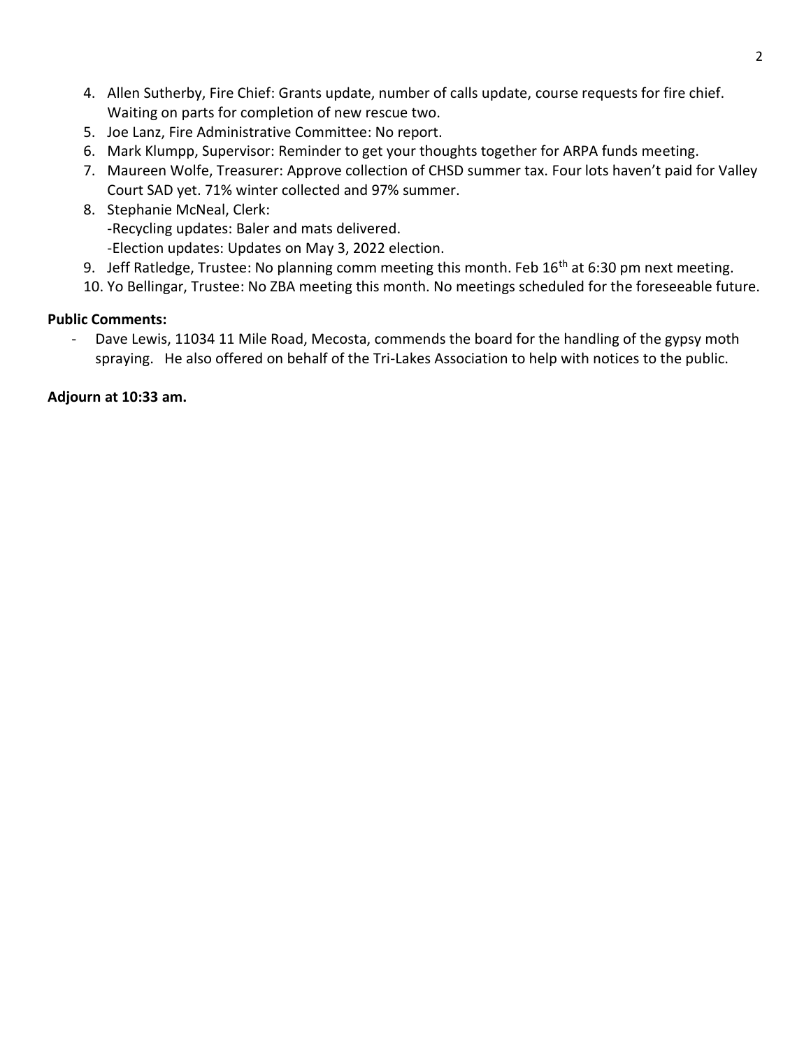4. Allen Sutherby, Fire Chief: Grants update, number of calls update, course requests for fire chief. Waiting on parts for completion of new rescue two.
5. Joe Lanz, Fire Administrative Committee: No report.
6. Mark Klumpp, Supervisor: Reminder to get your thoughts together for ARPA funds meeting.
7. Maureen Wolfe, Treasurer: Approve collection of CHSD summer tax. Four lots haven't paid for Valley Court SAD yet. 71% winter collected and 97% summer.
8. Stephanie McNeal, Clerk:
   - Recycling updates: Baler and mats delivered.
   - Election updates: Updates on May 3, 2022 election.
9. Jeff Ratledge, Trustee: No planning comm meeting this month. Feb 16th at 6:30 pm next meeting.
10. Yo Bellingar, Trustee: No ZBA meeting this month. No meetings scheduled for the foreseeable future.

**Public Comments:**

- Dave Lewis, 11034 11 Mile Road, Mecosta, commends the board for the handling of the gypsy moth spraying. He also offered on behalf of the Tri-Lakes Association to help with notices to the public.

**Adjourn at 10:33 am.**